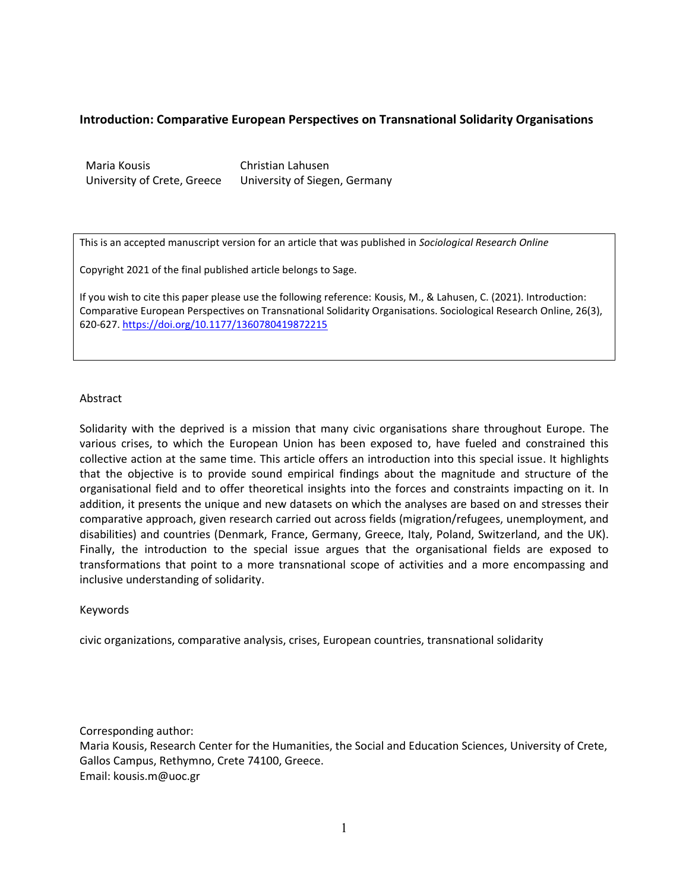**Introduction: Comparative European Perspectives on Transnational Solidarity Organisations**

Maria Kousis
University of Crete, Greece

Christian Lahusen
University of Siegen, Germany

This is an accepted manuscript version for an article that was published in *Sociological Research Online*

Copyright 2021 of the final published article belongs to Sage.

If you wish to cite this paper please use the following reference: Kousis, M., & Lahusen, C. (2021). Introduction: Comparative European Perspectives on Transnational Solidarity Organisations. Sociological Research Online, 26(3), 620-627. https://doi.org/10.1177/1360780419872215

Abstract

Solidarity with the deprived is a mission that many civic organisations share throughout Europe. The various crises, to which the European Union has been exposed to, have fueled and constrained this collective action at the same time. This article offers an introduction into this special issue. It highlights that the objective is to provide sound empirical findings about the magnitude and structure of the organisational field and to offer theoretical insights into the forces and constraints impacting on it. In addition, it presents the unique and new datasets on which the analyses are based on and stresses their comparative approach, given research carried out across fields (migration/refugees, unemployment, and disabilities) and countries (Denmark, France, Germany, Greece, Italy, Poland, Switzerland, and the UK). Finally, the introduction to the special issue argues that the organisational fields are exposed to transformations that point to a more transnational scope of activities and a more encompassing and inclusive understanding of solidarity.

Keywords

civic organizations, comparative analysis, crises, European countries, transnational solidarity

Corresponding author:
Maria Kousis, Research Center for the Humanities, the Social and Education Sciences, University of Crete, Gallos Campus, Rethymno, Crete 74100, Greece.
Email: kousis.m@uoc.gr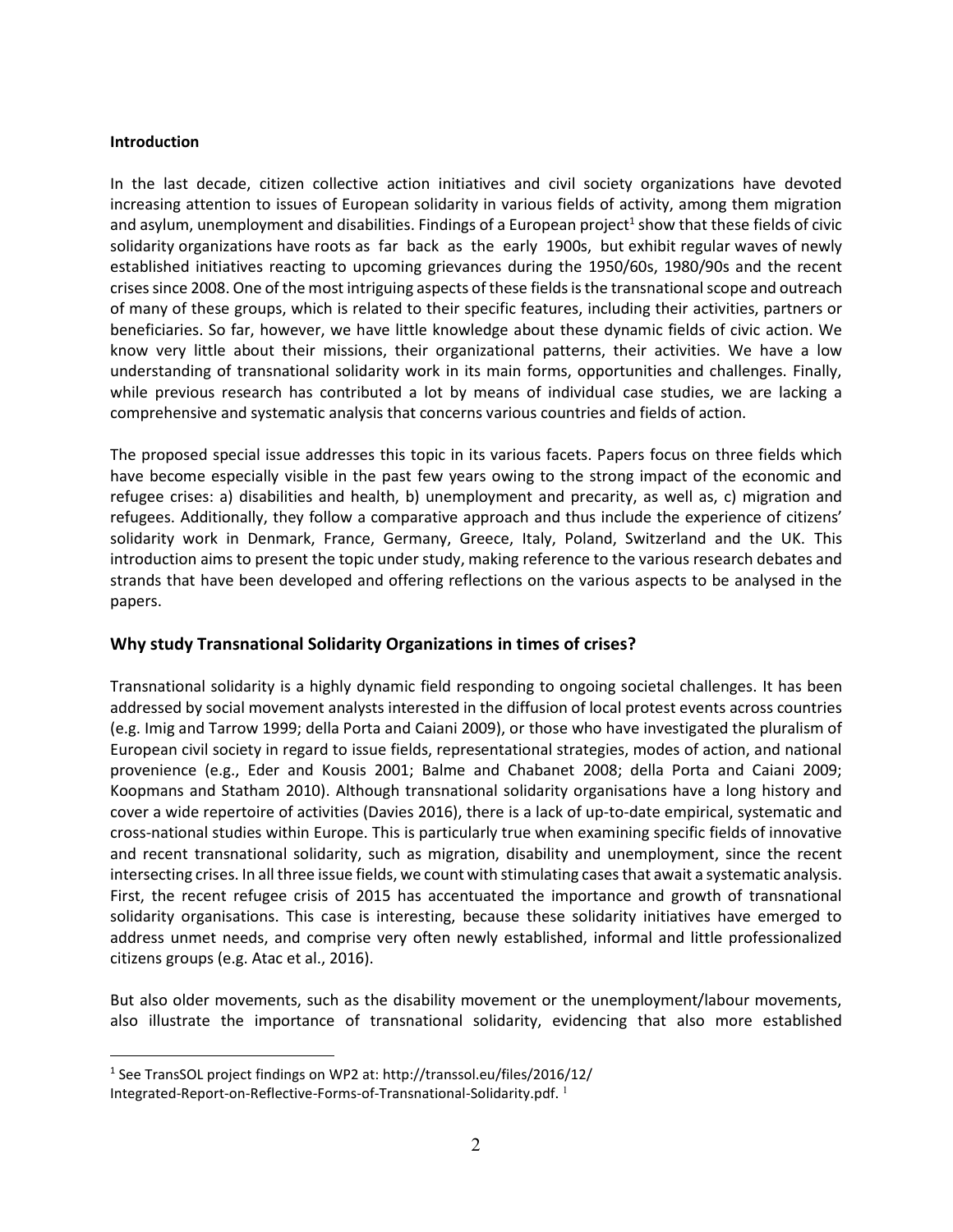**Introduction**

In the last decade, citizen collective action initiatives and civil society organizations have devoted increasing attention to issues of European solidarity in various fields of activity, among them migration and asylum, unemployment and disabilities. Findings of a European project[1] show that these fields of civic solidarity organizations have roots as far back as the early 1900s, but exhibit regular waves of newly established initiatives reacting to upcoming grievances during the 1950/60s, 1980/90s and the recent crises since 2008. One of the most intriguing aspects of these fields is the transnational scope and outreach of many of these groups, which is related to their specific features, including their activities, partners or beneficiaries. So far, however, we have little knowledge about these dynamic fields of civic action. We know very little about their missions, their organizational patterns, their activities. We have a low understanding of transnational solidarity work in its main forms, opportunities and challenges. Finally, while previous research has contributed a lot by means of individual case studies, we are lacking a comprehensive and systematic analysis that concerns various countries and fields of action.

The proposed special issue addresses this topic in its various facets. Papers focus on three fields which have become especially visible in the past few years owing to the strong impact of the economic and refugee crises: a) disabilities and health, b) unemployment and precarity, as well as, c) migration and refugees. Additionally, they follow a comparative approach and thus include the experience of citizens' solidarity work in Denmark, France, Germany, Greece, Italy, Poland, Switzerland and the UK. This introduction aims to present the topic under study, making reference to the various research debates and strands that have been developed and offering reflections on the various aspects to be analysed in the papers.

## Why study Transnational Solidarity Organizations in times of crises?

Transnational solidarity is a highly dynamic field responding to ongoing societal challenges. It has been addressed by social movement analysts interested in the diffusion of local protest events across countries (e.g. Imig and Tarrow 1999; della Porta and Caiani 2009), or those who have investigated the pluralism of European civil society in regard to issue fields, representational strategies, modes of action, and national provenience (e.g., Eder and Kousis 2001; Balme and Chabanet 2008; della Porta and Caiani 2009; Koopmans and Statham 2010). Although transnational solidarity organisations have a long history and cover a wide repertoire of activities (Davies 2016), there is a lack of up-to-date empirical, systematic and cross-national studies within Europe. This is particularly true when examining specific fields of innovative and recent transnational solidarity, such as migration, disability and unemployment, since the recent intersecting crises. In all three issue fields, we count with stimulating cases that await a systematic analysis. First, the recent refugee crisis of 2015 has accentuated the importance and growth of transnational solidarity organisations. This case is interesting, because these solidarity initiatives have emerged to address unmet needs, and comprise very often newly established, informal and little professionalized citizens groups (e.g. Atac et al., 2016).

But also older movements, such as the disability movement or the unemployment/labour movements, also illustrate the importance of transnational solidarity, evidencing that also more established

[1] See TransSOL project findings on WP2 at: http://transsol.eu/files/2016/12/Integrated-Report-on-Reflective-Forms-of-Transnational-Solidarity.pdf. [1]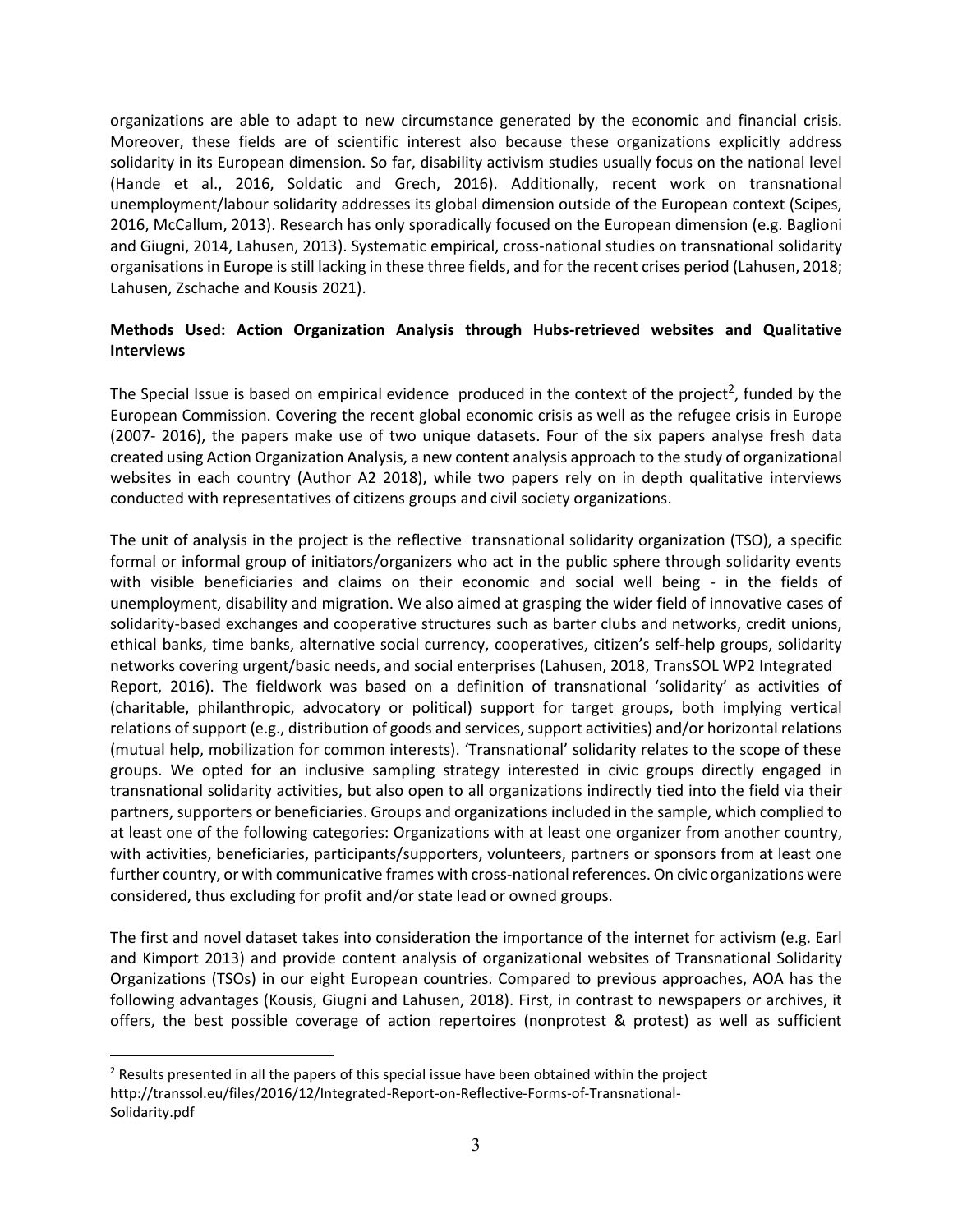organizations are able to adapt to new circumstance generated by the economic and financial crisis. Moreover, these fields are of scientific interest also because these organizations explicitly address solidarity in its European dimension. So far, disability activism studies usually focus on the national level (Hande et al., 2016, Soldatic and Grech, 2016). Additionally, recent work on transnational unemployment/labour solidarity addresses its global dimension outside of the European context (Scipes, 2016, McCallum, 2013). Research has only sporadically focused on the European dimension (e.g. Baglioni and Giugni, 2014, Lahusen, 2013). Systematic empirical, cross-national studies on transnational solidarity organisations in Europe is still lacking in these three fields, and for the recent crises period (Lahusen, 2018; Lahusen, Zschache and Kousis 2021).

**Methods Used: Action Organization Analysis through Hubs-retrieved websites and Qualitative Interviews**

The Special Issue is based on empirical evidence produced in the context of the project[2], funded by the European Commission. Covering the recent global economic crisis as well as the refugee crisis in Europe (2007- 2016), the papers make use of two unique datasets. Four of the six papers analyse fresh data created using Action Organization Analysis, a new content analysis approach to the study of organizational websites in each country (Author A2 2018), while two papers rely on in depth qualitative interviews conducted with representatives of citizens groups and civil society organizations.

The unit of analysis in the project is the reflective transnational solidarity organization (TSO), a specific formal or informal group of initiators/organizers who act in the public sphere through solidarity events with visible beneficiaries and claims on their economic and social well being - in the fields of unemployment, disability and migration. We also aimed at grasping the wider field of innovative cases of solidarity-based exchanges and cooperative structures such as barter clubs and networks, credit unions, ethical banks, time banks, alternative social currency, cooperatives, citizen's self-help groups, solidarity networks covering urgent/basic needs, and social enterprises (Lahusen, 2018, TransSOL WP2 Integrated Report, 2016). The fieldwork was based on a definition of transnational 'solidarity' as activities of (charitable, philanthropic, advocatory or political) support for target groups, both implying vertical relations of support (e.g., distribution of goods and services, support activities) and/or horizontal relations (mutual help, mobilization for common interests). 'Transnational' solidarity relates to the scope of these groups. We opted for an inclusive sampling strategy interested in civic groups directly engaged in transnational solidarity activities, but also open to all organizations indirectly tied into the field via their partners, supporters or beneficiaries. Groups and organizations included in the sample, which complied to at least one of the following categories: Organizations with at least one organizer from another country, with activities, beneficiaries, participants/supporters, volunteers, partners or sponsors from at least one further country, or with communicative frames with cross-national references. On civic organizations were considered, thus excluding for profit and/or state lead or owned groups.

The first and novel dataset takes into consideration the importance of the internet for activism (e.g. Earl and Kimport 2013) and provide content analysis of organizational websites of Transnational Solidarity Organizations (TSOs) in our eight European countries. Compared to previous approaches, AOA has the following advantages (Kousis, Giugni and Lahusen, 2018). First, in contrast to newspapers or archives, it offers, the best possible coverage of action repertoires (nonprotest & protest) as well as sufficient

[2] Results presented in all the papers of this special issue have been obtained within the project http://transsol.eu/files/2016/12/Integrated-Report-on-Reflective-Forms-of-Transnational-Solidarity.pdf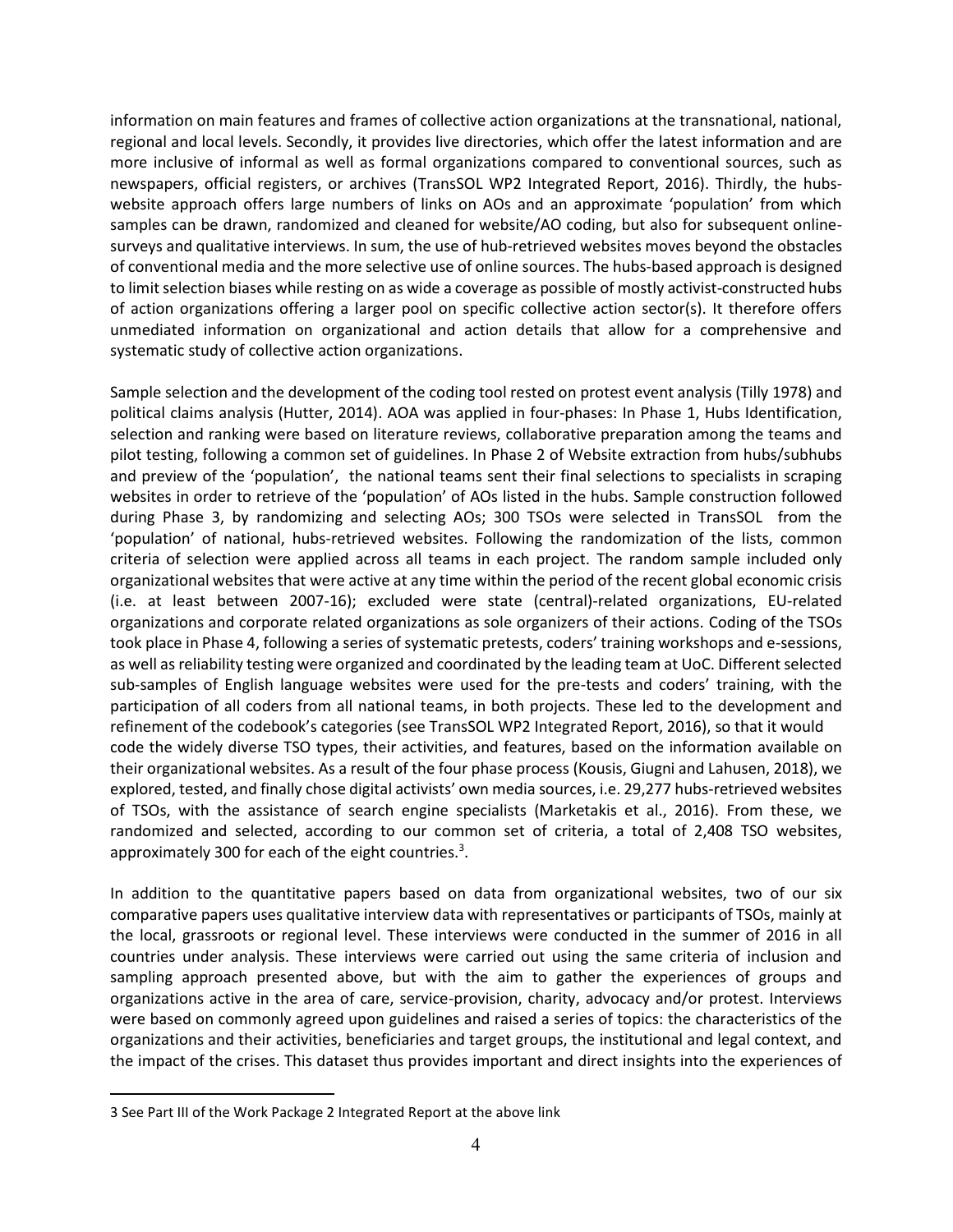information on main features and frames of collective action organizations at the transnational, national, regional and local levels. Secondly, it provides live directories, which offer the latest information and are more inclusive of informal as well as formal organizations compared to conventional sources, such as newspapers, official registers, or archives (TransSOL WP2 Integrated Report, 2016). Thirdly, the hubs-website approach offers large numbers of links on AOs and an approximate 'population' from which samples can be drawn, randomized and cleaned for website/AO coding, but also for subsequent online-surveys and qualitative interviews. In sum, the use of hub-retrieved websites moves beyond the obstacles of conventional media and the more selective use of online sources. The hubs-based approach is designed to limit selection biases while resting on as wide a coverage as possible of mostly activist-constructed hubs of action organizations offering a larger pool on specific collective action sector(s). It therefore offers unmediated information on organizational and action details that allow for a comprehensive and systematic study of collective action organizations.

Sample selection and the development of the coding tool rested on protest event analysis (Tilly 1978) and political claims analysis (Hutter, 2014). AOA was applied in four-phases: In Phase 1, Hubs Identification, selection and ranking were based on literature reviews, collaborative preparation among the teams and pilot testing, following a common set of guidelines. In Phase 2 of Website extraction from hubs/subhubs and preview of the 'population', the national teams sent their final selections to specialists in scraping websites in order to retrieve of the 'population' of AOs listed in the hubs. Sample construction followed during Phase 3, by randomizing and selecting AOs; 300 TSOs were selected in TransSOL from the 'population' of national, hubs-retrieved websites. Following the randomization of the lists, common criteria of selection were applied across all teams in each project. The random sample included only organizational websites that were active at any time within the period of the recent global economic crisis (i.e. at least between 2007-16); excluded were state (central)-related organizations, EU-related organizations and corporate related organizations as sole organizers of their actions. Coding of the TSOs took place in Phase 4, following a series of systematic pretests, coders' training workshops and e-sessions, as well as reliability testing were organized and coordinated by the leading team at UoC. Different selected sub-samples of English language websites were used for the pre-tests and coders' training, with the participation of all coders from all national teams, in both projects. These led to the development and refinement of the codebook's categories (see TransSOL WP2 Integrated Report, 2016), so that it would code the widely diverse TSO types, their activities, and features, based on the information available on their organizational websites. As a result of the four phase process (Kousis, Giugni and Lahusen, 2018), we explored, tested, and finally chose digital activists' own media sources, i.e. 29,277 hubs-retrieved websites of TSOs, with the assistance of search engine specialists (Marketakis et al., 2016). From these, we randomized and selected, according to our common set of criteria, a total of 2,408 TSO websites, approximately 300 for each of the eight countries.[3].

In addition to the quantitative papers based on data from organizational websites, two of our six comparative papers uses qualitative interview data with representatives or participants of TSOs, mainly at the local, grassroots or regional level. These interviews were conducted in the summer of 2016 in all countries under analysis. These interviews were carried out using the same criteria of inclusion and sampling approach presented above, but with the aim to gather the experiences of groups and organizations active in the area of care, service-provision, charity, advocacy and/or protest. Interviews were based on commonly agreed upon guidelines and raised a series of topics: the characteristics of the organizations and their activities, beneficiaries and target groups, the institutional and legal context, and the impact of the crises. This dataset thus provides important and direct insights into the experiences of

---

3 See Part III of the Work Package 2 Integrated Report at the above link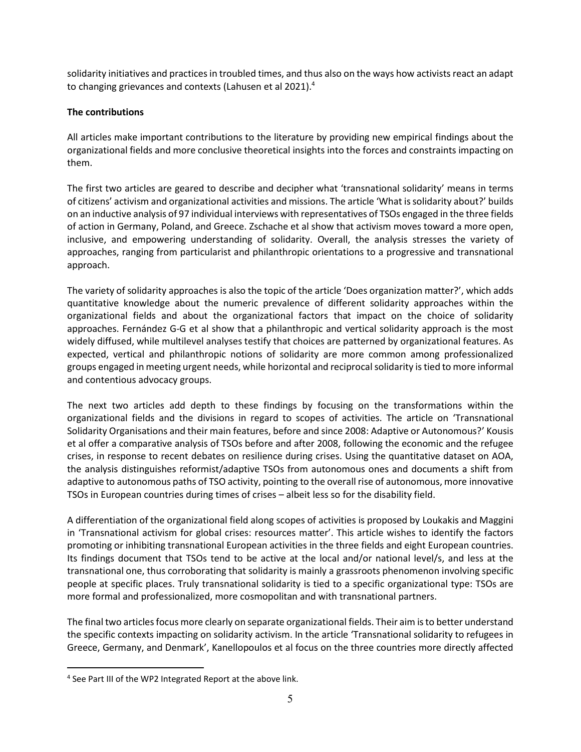solidarity initiatives and practices in troubled times, and thus also on the ways how activists react an adapt to changing grievances and contexts (Lahusen et al 2021).[4]

**The contributions**

All articles make important contributions to the literature by providing new empirical findings about the organizational fields and more conclusive theoretical insights into the forces and constraints impacting on them.

The first two articles are geared to describe and decipher what 'transnational solidarity' means in terms of citizens' activism and organizational activities and missions. The article 'What is solidarity about?' builds on an inductive analysis of 97 individual interviews with representatives of TSOs engaged in the three fields of action in Germany, Poland, and Greece. Zschache et al show that activism moves toward a more open, inclusive, and empowering understanding of solidarity. Overall, the analysis stresses the variety of approaches, ranging from particularist and philanthropic orientations to a progressive and transnational approach.

The variety of solidarity approaches is also the topic of the article 'Does organization matter?', which adds quantitative knowledge about the numeric prevalence of different solidarity approaches within the organizational fields and about the organizational factors that impact on the choice of solidarity approaches. Fernández G-G et al show that a philanthropic and vertical solidarity approach is the most widely diffused, while multilevel analyses testify that choices are patterned by organizational features. As expected, vertical and philanthropic notions of solidarity are more common among professionalized groups engaged in meeting urgent needs, while horizontal and reciprocal solidarity is tied to more informal and contentious advocacy groups.

The next two articles add depth to these findings by focusing on the transformations within the organizational fields and the divisions in regard to scopes of activities. The article on 'Transnational Solidarity Organisations and their main features, before and since 2008: Adaptive or Autonomous?' Kousis et al offer a comparative analysis of TSOs before and after 2008, following the economic and the refugee crises, in response to recent debates on resilience during crises. Using the quantitative dataset on AOA, the analysis distinguishes reformist/adaptive TSOs from autonomous ones and documents a shift from adaptive to autonomous paths of TSO activity, pointing to the overall rise of autonomous, more innovative TSOs in European countries during times of crises – albeit less so for the disability field.

A differentiation of the organizational field along scopes of activities is proposed by Loukakis and Maggini in 'Transnational activism for global crises: resources matter'. This article wishes to identify the factors promoting or inhibiting transnational European activities in the three fields and eight European countries. Its findings document that TSOs tend to be active at the local and/or national level/s, and less at the transnational one, thus corroborating that solidarity is mainly a grassroots phenomenon involving specific people at specific places. Truly transnational solidarity is tied to a specific organizational type: TSOs are more formal and professionalized, more cosmopolitan and with transnational partners.

The final two articles focus more clearly on separate organizational fields. Their aim is to better understand the specific contexts impacting on solidarity activism. In the article 'Transnational solidarity to refugees in Greece, Germany, and Denmark', Kanellopoulos et al focus on the three countries more directly affected

[4] See Part III of the WP2 Integrated Report at the above link.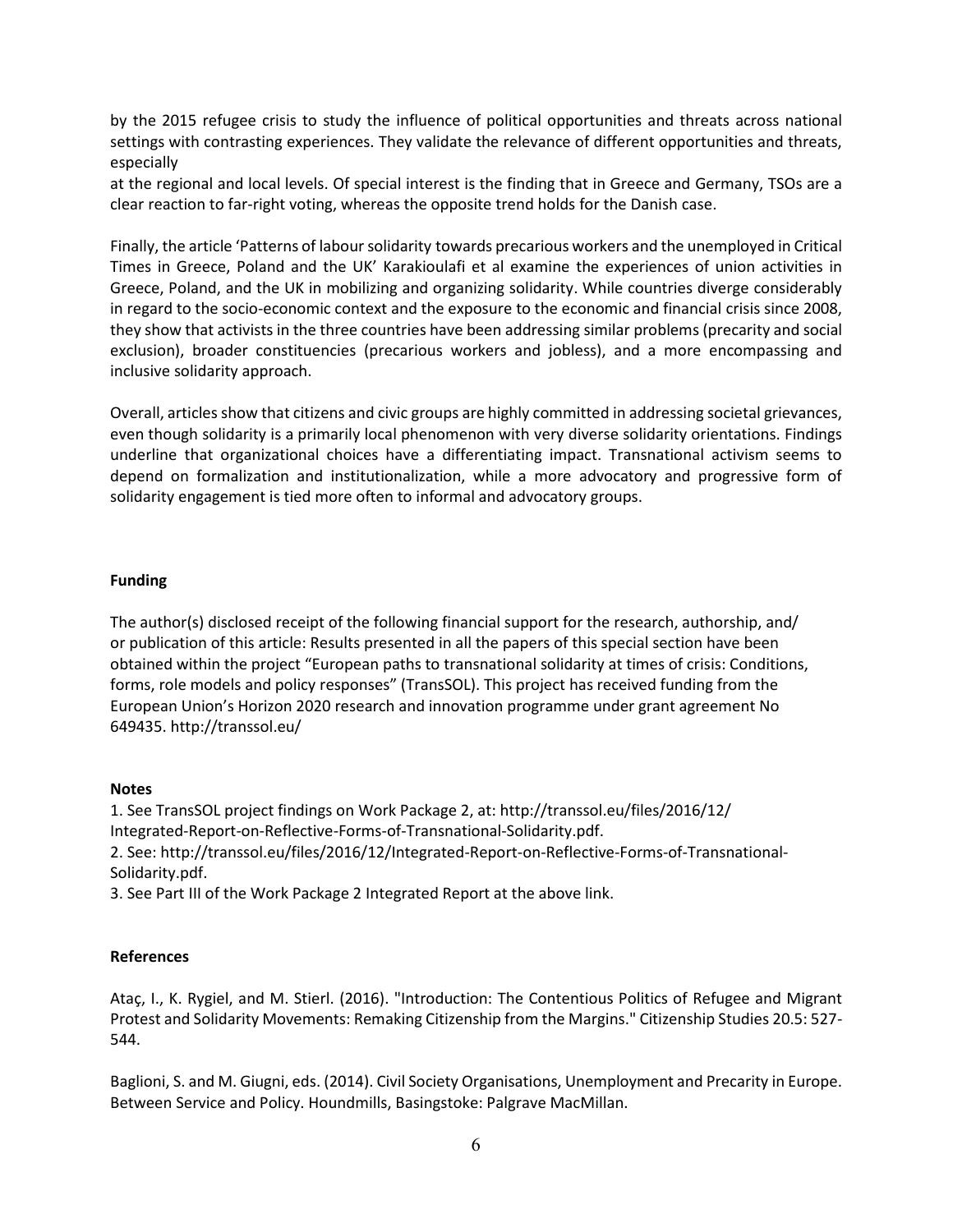by the 2015 refugee crisis to study the influence of political opportunities and threats across national settings with contrasting experiences. They validate the relevance of different opportunities and threats, especially at the regional and local levels. Of special interest is the finding that in Greece and Germany, TSOs are a clear reaction to far-right voting, whereas the opposite trend holds for the Danish case.

Finally, the article 'Patterns of labour solidarity towards precarious workers and the unemployed in Critical Times in Greece, Poland and the UK' Karakioulafi et al examine the experiences of union activities in Greece, Poland, and the UK in mobilizing and organizing solidarity. While countries diverge considerably in regard to the socio-economic context and the exposure to the economic and financial crisis since 2008, they show that activists in the three countries have been addressing similar problems (precarity and social exclusion), broader constituencies (precarious workers and jobless), and a more encompassing and inclusive solidarity approach.

Overall, articles show that citizens and civic groups are highly committed in addressing societal grievances, even though solidarity is a primarily local phenomenon with very diverse solidarity orientations. Findings underline that organizational choices have a differentiating impact. Transnational activism seems to depend on formalization and institutionalization, while a more advocatory and progressive form of solidarity engagement is tied more often to informal and advocatory groups.

**Funding**

The author(s) disclosed receipt of the following financial support for the research, authorship, and/or publication of this article: Results presented in all the papers of this special section have been obtained within the project "European paths to transnational solidarity at times of crisis: Conditions, forms, role models and policy responses" (TransSOL). This project has received funding from the European Union's Horizon 2020 research and innovation programme under grant agreement No 649435. http://transsol.eu/

**Notes**

1. See TransSOL project findings on Work Package 2, at: http://transsol.eu/files/2016/12/Integrated-Report-on-Reflective-Forms-of-Transnational-Solidarity.pdf.
2. See: http://transsol.eu/files/2016/12/Integrated-Report-on-Reflective-Forms-of-Transnational-Solidarity.pdf.
3. See Part III of the Work Package 2 Integrated Report at the above link.

**References**

Ataç, I., K. Rygiel, and M. Stierl. (2016). "Introduction: The Contentious Politics of Refugee and Migrant Protest and Solidarity Movements: Remaking Citizenship from the Margins." Citizenship Studies 20.5: 527-544.

Baglioni, S. and M. Giugni, eds. (2014). Civil Society Organisations, Unemployment and Precarity in Europe. Between Service and Policy. Houndmills, Basingstoke: Palgrave MacMillan.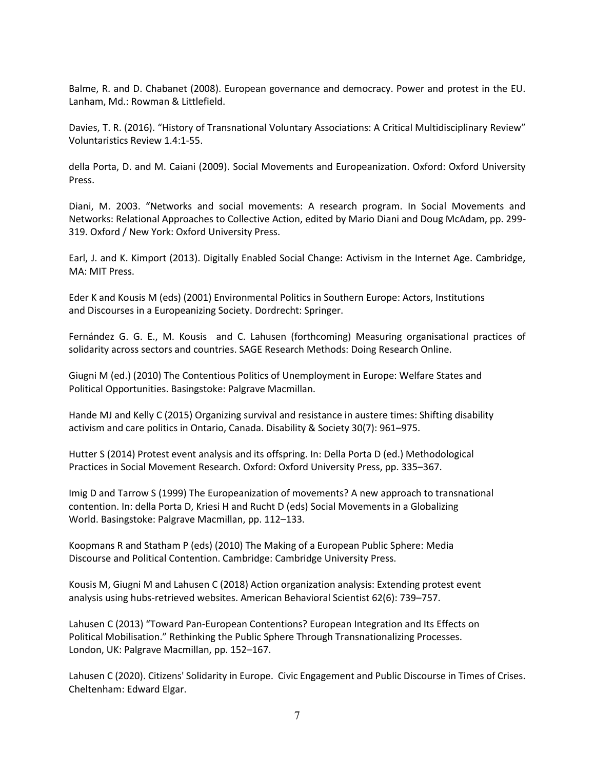Balme, R. and D. Chabanet (2008). European governance and democracy. Power and protest in the EU. Lanham, Md.: Rowman & Littlefield.

Davies, T. R. (2016). "History of Transnational Voluntary Associations: A Critical Multidisciplinary Review" Voluntaristics Review 1.4:1-55.

della Porta, D. and M. Caiani (2009). Social Movements and Europeanization. Oxford: Oxford University Press.

Diani, M. 2003. "Networks and social movements: A research program. In Social Movements and Networks: Relational Approaches to Collective Action, edited by Mario Diani and Doug McAdam, pp. 299-319. Oxford / New York: Oxford University Press.

Earl, J. and K. Kimport (2013). Digitally Enabled Social Change: Activism in the Internet Age. Cambridge, MA: MIT Press.

Eder K and Kousis M (eds) (2001) Environmental Politics in Southern Europe: Actors, Institutions and Discourses in a Europeanizing Society. Dordrecht: Springer.

Fernández G. G. E., M. Kousis and C. Lahusen (forthcoming) Measuring organisational practices of solidarity across sectors and countries. SAGE Research Methods: Doing Research Online.

Giugni M (ed.) (2010) The Contentious Politics of Unemployment in Europe: Welfare States and Political Opportunities. Basingstoke: Palgrave Macmillan.

Hande MJ and Kelly C (2015) Organizing survival and resistance in austere times: Shifting disability activism and care politics in Ontario, Canada. Disability & Society 30(7): 961–975.

Hutter S (2014) Protest event analysis and its offspring. In: Della Porta D (ed.) Methodological Practices in Social Movement Research. Oxford: Oxford University Press, pp. 335–367.

Imig D and Tarrow S (1999) The Europeanization of movements? A new approach to transnational contention. In: della Porta D, Kriesi H and Rucht D (eds) Social Movements in a Globalizing World. Basingstoke: Palgrave Macmillan, pp. 112–133.

Koopmans R and Statham P (eds) (2010) The Making of a European Public Sphere: Media Discourse and Political Contention. Cambridge: Cambridge University Press.

Kousis M, Giugni M and Lahusen C (2018) Action organization analysis: Extending protest event analysis using hubs-retrieved websites. American Behavioral Scientist 62(6): 739–757.

Lahusen C (2013) "Toward Pan-European Contentions? European Integration and Its Effects on Political Mobilisation." Rethinking the Public Sphere Through Transnationalizing Processes. London, UK: Palgrave Macmillan, pp. 152–167.

Lahusen C (2020). Citizens' Solidarity in Europe. Civic Engagement and Public Discourse in Times of Crises. Cheltenham: Edward Elgar.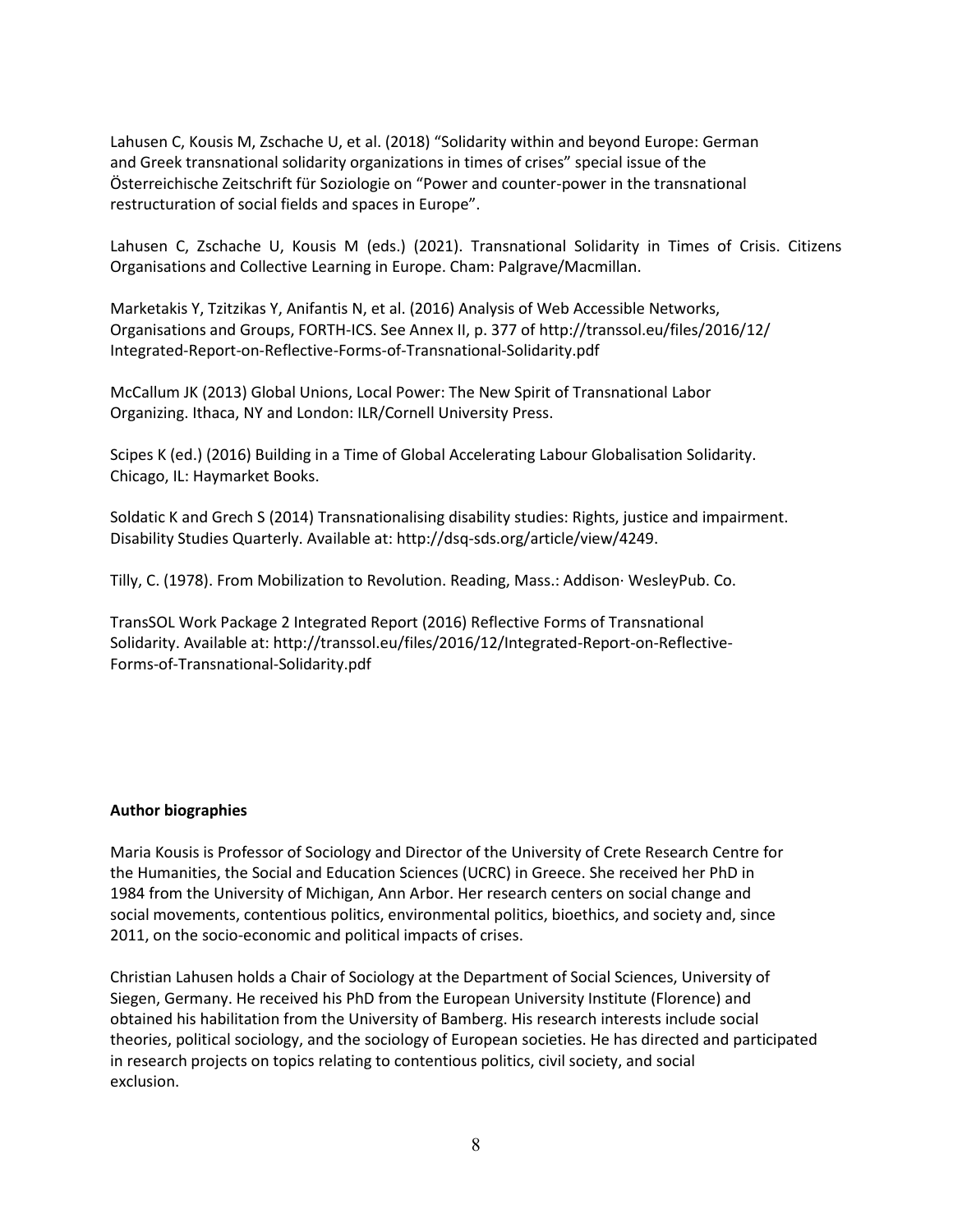Lahusen C, Kousis M, Zschache U, et al. (2018) "Solidarity within and beyond Europe: German and Greek transnational solidarity organizations in times of crises" special issue of the Österreichische Zeitschrift für Soziologie on "Power and counter-power in the transnational restructuration of social fields and spaces in Europe".

Lahusen C, Zschache U, Kousis M (eds.) (2021). Transnational Solidarity in Times of Crisis. Citizens Organisations and Collective Learning in Europe. Cham: Palgrave/Macmillan.

Marketakis Y, Tzitzikas Y, Anifantis N, et al. (2016) Analysis of Web Accessible Networks, Organisations and Groups, FORTH-ICS. See Annex II, p. 377 of http://transsol.eu/files/2016/12/Integrated-Report-on-Reflective-Forms-of-Transnational-Solidarity.pdf

McCallum JK (2013) Global Unions, Local Power: The New Spirit of Transnational Labor Organizing. Ithaca, NY and London: ILR/Cornell University Press.

Scipes K (ed.) (2016) Building in a Time of Global Accelerating Labour Globalisation Solidarity. Chicago, IL: Haymarket Books.

Soldatic K and Grech S (2014) Transnationalising disability studies: Rights, justice and impairment. Disability Studies Quarterly. Available at: http://dsq-sds.org/article/view/4249.

Tilly, C. (1978). From Mobilization to Revolution. Reading, Mass.: Addison· WesleyPub. Co.

TransSOL Work Package 2 Integrated Report (2016) Reflective Forms of Transnational Solidarity. Available at: http://transsol.eu/files/2016/12/Integrated-Report-on-Reflective-Forms-of-Transnational-Solidarity.pdf

**Author biographies**

Maria Kousis is Professor of Sociology and Director of the University of Crete Research Centre for the Humanities, the Social and Education Sciences (UCRC) in Greece. She received her PhD in 1984 from the University of Michigan, Ann Arbor. Her research centers on social change and social movements, contentious politics, environmental politics, bioethics, and society and, since 2011, on the socio-economic and political impacts of crises.

Christian Lahusen holds a Chair of Sociology at the Department of Social Sciences, University of Siegen, Germany. He received his PhD from the European University Institute (Florence) and obtained his habilitation from the University of Bamberg. His research interests include social theories, political sociology, and the sociology of European societies. He has directed and participated in research projects on topics relating to contentious politics, civil society, and social exclusion.